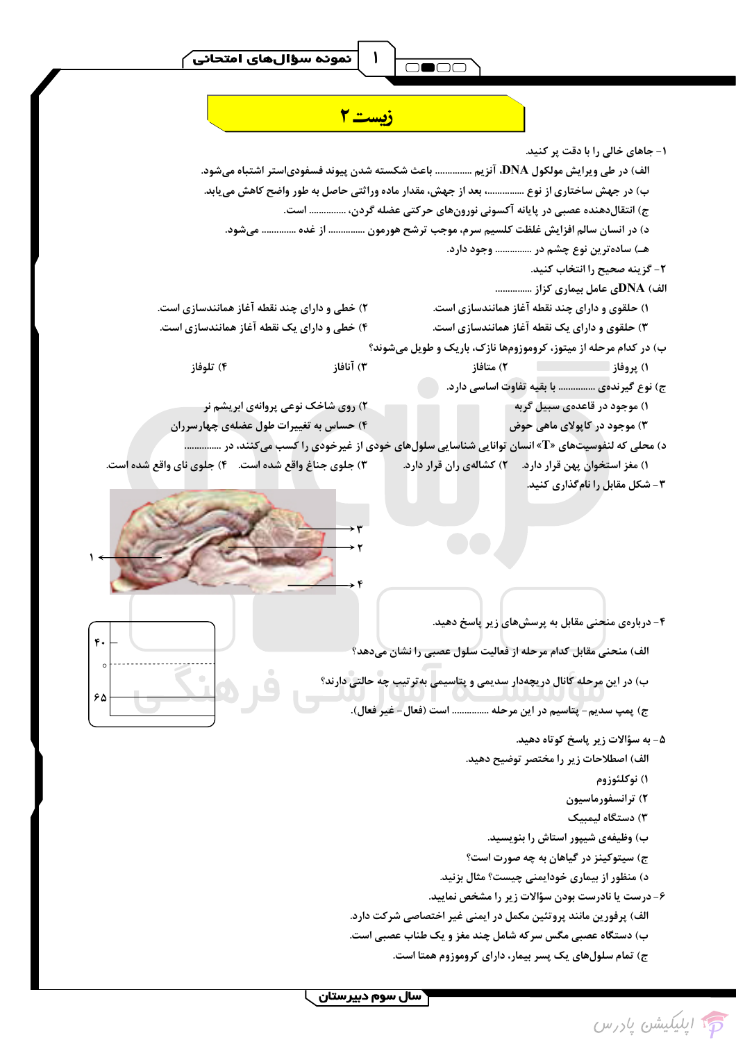# زیست ۲

۱- جاهای خالی را با دقت پر کنید.

الف) در طی ویرایش مولکول DNA، آنزیم ............... باعث شکسته شدن پیوند فسفودی‌استر اشتباه می‌شود.

ب) در جهش ساختاری از نوع ..............، بعد از جهش، مقدار ماده وراثتی حاصل به طور واضح کاهش می‌یابد.

ج) انتقال‌دهنده عصبی در پایانه آکسونی نورون‌های حرکتی عضله گردن، ............... است.

د) در انسان سالم افزایش غلظت کلسیم سرم، موجب ترشح هورمون ............... از غده ............. می‌شود.

هـ) ساده‌ترین نوع چشم در ............... وجود دارد.

۲- گزینه صحیح را انتخاب کنید.

الف) DNAی عامل بیماری کزاز ...............

۱) حلقوی و دارای چند نقطه آغاز همانندسازی است.　۲) خطی و دارای چند نقطه آغاز همانندسازی است.

۳) حلقوی و دارای یک نقطه آغاز همانندسازی است.　۴) خطی و دارای یک نقطه آغاز همانندسازی است.

ب) در کدام مرحله از میتوز، کروموزوم‌ها نازک، باریک و طویل می‌شوند؟

۱) پروفاز　۲) متافاز　۳) آنافاز　۴) تلوفاز

ج) نوع گیرنده‌ی ............... با بقیه تفاوت اساسی دارد.

۱) موجود در قاعده‌ی سبیل گربه　۲) روی شاخک نوعی پروانه‌ی ابریشم نر

۳) موجود در کاپولای ماهی حوض　۴) حساس به تغییرات طول عضله‌ی چهارسران

د) محلی که لنفوسیت‌های «T» انسان توانایی شناسایی سلول‌های خودی از غیرخودی را کسب می‌کنند، در ...............

۱) مغز استخوان پهن قرار دارد.　۲) کشاله‌ی ران قرار دارد.　۳) جلوی جناغ واقع شده است.　۴) جلوی نای واقع شده است.

۳- شکل مقابل را نامگذاری کنید.

۱ ، ۲ ، ۳ ، ۴

۴- درباره‌ی منحنی مقابل به پرسش‌های زیر پاسخ دهید.

(نمودار: ۴۰، ۰، ۶۵-)

الف) منحنی مقابل کدام مرحله از فعالیت سلول عصبی را نشان می‌دهد؟

ب) در این مرحله کانال دریچه‌دار سدیمی و پتاسیمی به‌ترتیب چه حالتی دارند؟

ج) پمپ سدیم- پتاسیم در این مرحله ............... است (فعال- غیر فعال).

۵- به سؤالات زیر پاسخ کوتاه دهید.

الف) اصطلاحات زیر را مختصر توضیح دهید.

۱) نوکلئوزوم

۲) ترانسفورماسیون

۳) دستگاه لیمبیک

ب) وظیفه‌ی شیپور استاش را بنویسید.

ج) سیتوکینز در گیاهان به چه صورت است؟

د) منظور از بیماری خودایمنی چیست؟ مثال بزنید.

۶- درست یا نادرست بودن سؤالات زیر را مشخص نمایید.

الف) پرفورین مانند پروتئین مکمل در ایمنی غیر اختصاصی شرکت دارد.

ب) دستگاه عصبی مگس سرکه شامل چند مغز و یک طناب عصبی است.

ج) تمام سلول‌های یک پسر بیمار، دارای کروموزوم همتا است.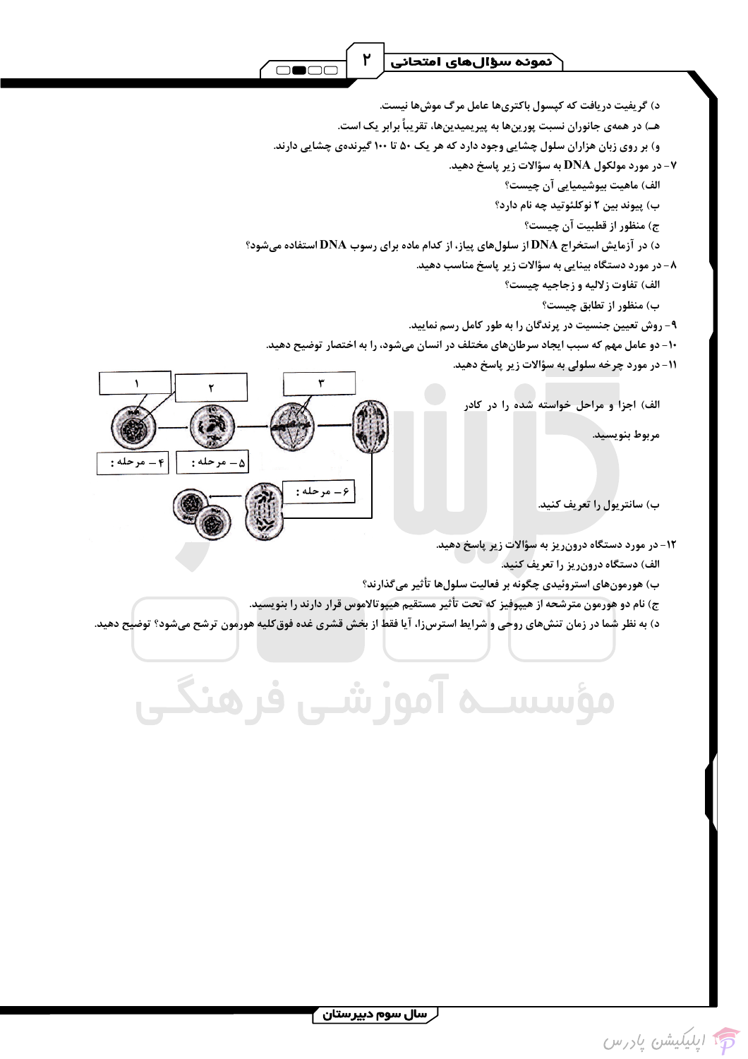د) گریفیت دریافت که کپسول باکتری‌ها عامل مرگ موش‌ها نیست.

هـ) در همه‌ی جانوران نسبت پورین‌ها به پیریمیدین‌ها، تقریباً برابر یک است.

و) بر روی زبان هزاران سلول چشایی وجود دارد که هر یک ۵۰ تا ۱۰۰ گیرنده‌ی چشایی دارند.

۷- در مورد مولکول DNA به سؤالات زیر پاسخ دهید.

الف) ماهیت بیوشیمیایی آن چیست؟

ب) پیوند بین ۲ نوکلئوتید چه نام دارد؟

ج) منظور از قطبیت آن چیست؟

د) در آزمایش استخراج DNA از سلول‌های پیاز، از کدام ماده برای رسوب DNA استفاده می‌شود؟

۸- در مورد دستگاه بینایی به سؤالات زیر پاسخ مناسب دهید.

الف) تفاوت زلالیه و زجاجیه چیست؟

ب) منظور از تطابق چیست؟

۹- روش تعیین جنسیت در پرندگان را به طور کامل رسم نمایید.

۱۰- دو عامل مهم که سبب ایجاد سرطان‌های مختلف در انسان می‌شود، را به اختصار توضیح دهید.

۱۱- در مورد چرخه سلولی به سؤالات زیر پاسخ دهید.

الف) اجزا و مراحل خواسته شده را در کادر مربوط بنویسید.

۱ ..........
۲ ..........
۳ ..........
۴ – مرحله :
۵ – مرحله :
۶ – مرحله :

ب) سانتریول را تعریف کنید.

۱۲- در مورد دستگاه درون‌ریز به سؤالات زیر پاسخ دهید.

الف) دستگاه درون‌ریز را تعریف کنید.

ب) هورمون‌های استروئیدی چگونه بر فعالیت سلول‌ها تأثیر می‌گذارند؟

ج) نام دو هورمون مترشحه از هیپوفیز که تحت تأثیر مستقیم هیپوتالاموس قرار دارند را بنویسید.

د) به نظر شما در زمان تنش‌های روحی و شرایط استرس‌زا، آیا فقط از بخش قشری غده فوق‌کلیه هورمون ترشح می‌شود؟ توضیح دهید.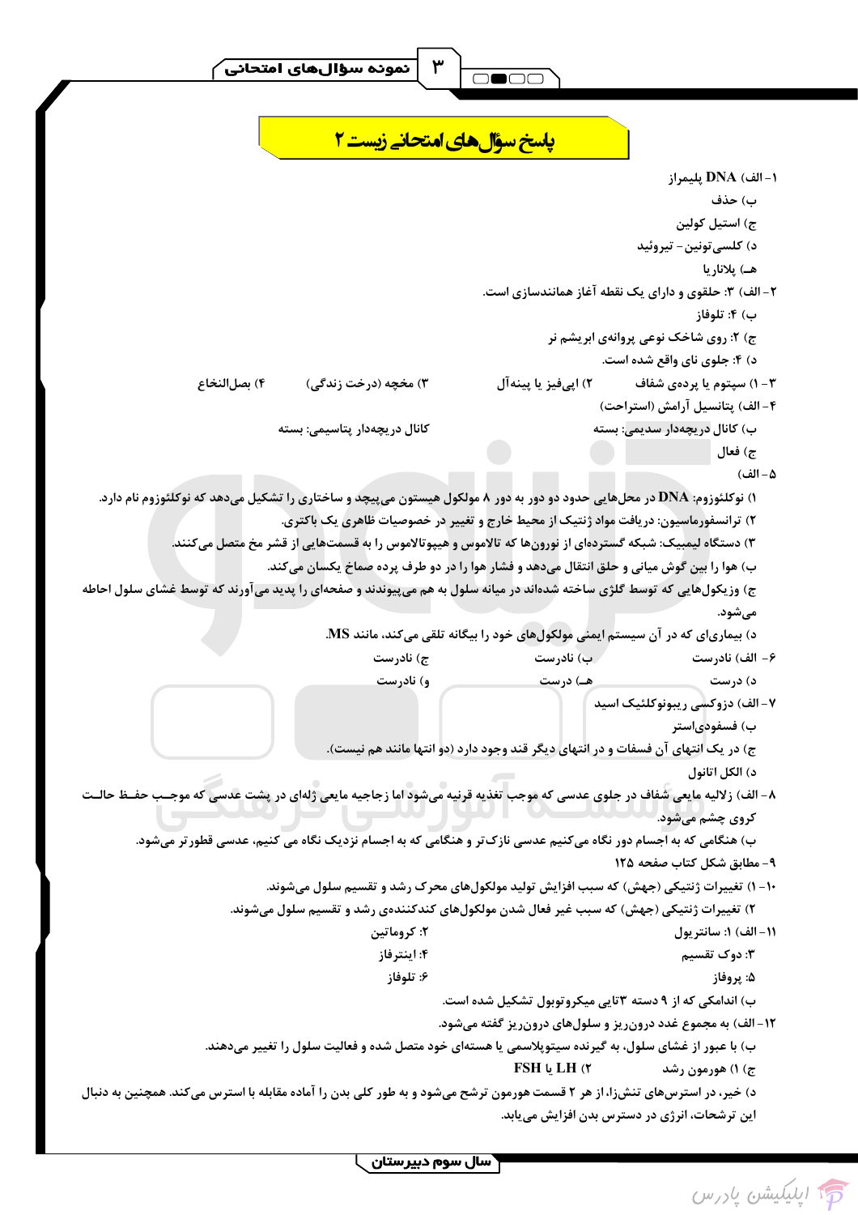# پاسخ سؤال‌های امتحانی زیست ۲

۱- الف) DNA پلیمراز

ب) حذف

ج) استیل کولین

د) کلسی‌تونین - تیروئید

هـ) پلاناریا

۲- الف) ۳: حلقوی و دارای یک نقطه آغاز همانندسازی است.

ب) ۴: تلوفاز

ج) ۲: روی شاخک نوعی پروانه‌ی ابریشم نر

د) ۴: جلوی نای واقع شده است.

۳- ۱) سپتوم یا پرده‌ی شفاف　　۲) اپی‌فیز یا پینه‌آل　　۳) مخچه (درخت زندگی)　　۴) بصل‌النخاع

۴- الف) پتانسیل آرامش (استراحت)

ب) کانال دریچه‌دار سدیمی: بسته　　کانال دریچه‌دار پتاسیمی: بسته

ج) فعال

۵- الف)

۱) نوکلئوزوم: DNA در محل‌هایی حدود دو دور به دور ۸ مولکول هیستون می‌پیچد و ساختاری را تشکیل می‌دهد که نوکلئوزوم نام دارد.

۲) ترانسفورماسیون: دریافت مواد ژنتیک از محیط خارج و تغییر در خصوصیات ظاهری یک باکتری.

۳) دستگاه لیمبیک: شبکه گسترده‌ای از نورون‌ها که تالاموس و هیپوتالاموس را به قسمت‌هایی از قشر مخ متصل می‌کنند.

ب) هوا را بین گوش میانی و حلق انتقال می‌دهد و فشار هوا را در دو طرف پرده صماخ یکسان می‌کند.

ج) وزیکول‌هایی که توسط گلژی ساخته شده‌اند در میانه سلول به هم می‌پیوندند و صفحه‌ای را پدید می‌آورند که توسط غشای سلول احاطه می‌شود.

د) بیماری‌ای که در آن سیستم ایمنی مولکول‌های خود را بیگانه تلقی می‌کند، مانند MS.

۶- الف) نادرست　　ب) نادرست　　ج) نادرست

د) درست　　هـ) درست　　و) نادرست

۷- الف) دزوکسی ریبونوکلئیک اسید

ب) فسفودی‌استر

ج) در یک انتهای آن فسفات و در انتهای دیگر قند وجود دارد (دو انتها مانند هم نیستند).

د) الکل اتانول

۸- الف) زلالیه مایعی شفاف در جلوی عدسی که موجب تغذیه قرنیه می‌شود اما زجاجیه مایعی ژله‌ای در پشت عدسی که موجب حفظ حالت کروی چشم می‌شود.

ب) هنگامی که به اجسام دور نگاه می‌کنیم عدسی نازک‌تر و هنگامی که به اجسام نزدیک نگاه می کنیم، عدسی قطورتر می‌شود.

۹- مطابق شکل کتاب صفحه ۱۲۵

۱۰- ۱) تغییرات ژنتیکی (جهش) که سبب افزایش تولید مولکول‌های محرک رشد و تقسیم سلول می‌شوند.

۲) تغییرات ژنتیکی (جهش) که سبب غیر فعال شدن مولکول‌های کندکننده‌ی رشد و تقسیم سلول می‌شوند.

۱۱- الف) ۱: سانتریول　　۲: کروماتین

۳: دوک تقسیم　　۴: اینترفاز

۵: پروفاز　　۶: تلوفاز

ب) اندامکی که از ۹ دسته ۳تایی میکروتوبول تشکیل شده است.

۱۲- الف) به مجموع غدد درون‌ریز و سلول‌های درون‌ریز گفته می‌شود.

ب) با عبور از غشای سلول، به گیرنده سیتوپلاسمی یا هسته‌ای خود متصل شده و فعالیت سلول را تغییر می‌دهند.

ج) ۱) هورمون رشد　　۲) LH یا FSH

د) خیر، در استرس‌های تنش‌زا، از هر ۲ قسمت هورمون ترشح می‌شود و به طور کلی بدن را آماده مقابله با استرس می‌کند. همچنین به دنبال این ترشحات، انرژی در دسترس بدن افزایش می‌یابد.